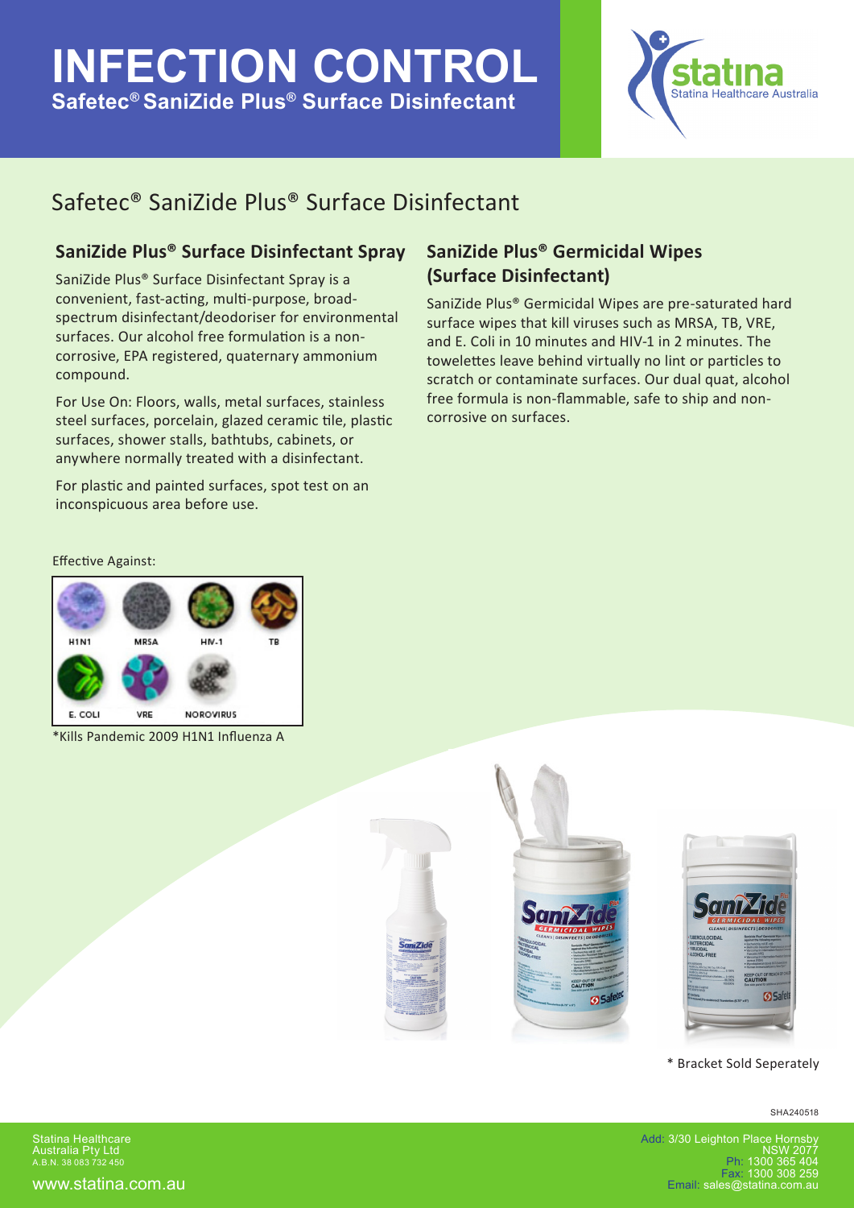# INFECTION CONTROL

**Safetec® SaniZide Plus® Surface Disinfectant**

statina
Statina Healthcare Australia

## Safetec® SaniZide Plus® Surface Disinfectant

### SaniZide Plus® Surface Disinfectant Spray

SaniZide Plus® Surface Disinfectant Spray is a convenient, fast-acting, multi-purpose, broad-spectrum disinfectant/deodoriser for environmental surfaces. Our alcohol free formulation is a non-corrosive, EPA registered, quaternary ammonium compound.

For Use On: Floors, walls, metal surfaces, stainless steel surfaces, porcelain, glazed ceramic tile, plastic surfaces, shower stalls, bathtubs, cabinets, or anywhere normally treated with a disinfectant.

For plastic and painted surfaces, spot test on an inconspicuous area before use.

### SaniZide Plus® Germicidal Wipes (Surface Disinfectant)

SaniZide Plus® Germicidal Wipes are pre-saturated hard surface wipes that kill viruses such as MRSA, TB, VRE, and E. Coli in 10 minutes and HIV-1 in 2 minutes. The towelettes leave behind virtually no lint or particles to scratch or contaminate surfaces. Our dual quat, alcohol free formula is non-flammable, safe to ship and non-corrosive on surfaces.

Effective Against:

H1N1, MRSA, HIV-1, TB, E. COLI, VRE, NOROVIRUS

*Kills Pandemic 2009 H1N1 Influenza A

* Bracket Sold Seperately

SHA240518

Statina Healthcare Australia Pty Ltd
A.B.N. 38 083 732 450

www.statina.com.au

Add: 3/30 Leighton Place Hornsby NSW 2077
Ph: 1300 365 404
Fax: 1300 308 259
Email: sales@statina.com.au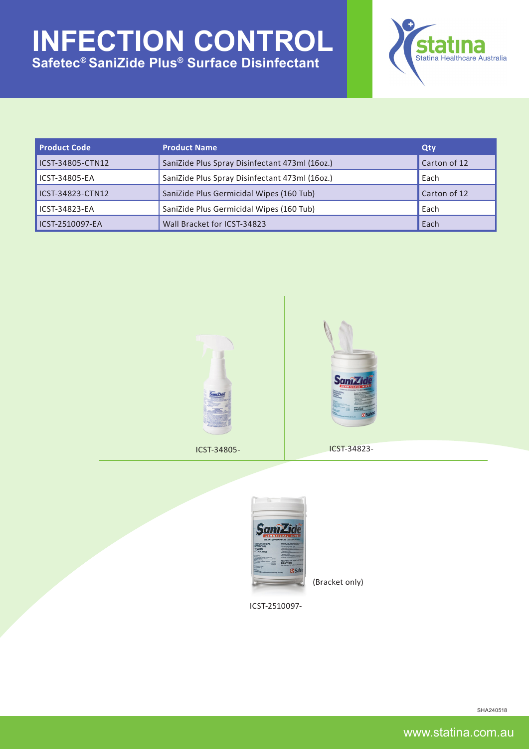# INFECTION CONTROL

## Safetec® SaniZide Plus® Surface Disinfectant

| Product Code | Product Name | Qty |
|---|---|---|
| ICST-34805-CTN12 | SaniZide Plus Spray Disinfectant 473ml (16oz.) | Carton of 12 |
| ICST-34805-EA | SaniZide Plus Spray Disinfectant 473ml (16oz.) | Each |
| ICST-34823-CTN12 | SaniZide Plus Germicidal Wipes (160 Tub) | Carton of 12 |
| ICST-34823-EA | SaniZide Plus Germicidal Wipes (160 Tub) | Each |
| ICST-2510097-EA | Wall Bracket for ICST-34823 | Each |

ICST-34805-

ICST-34823-

(Bracket only)

ICST-2510097-

SHA240518

www.statina.com.au